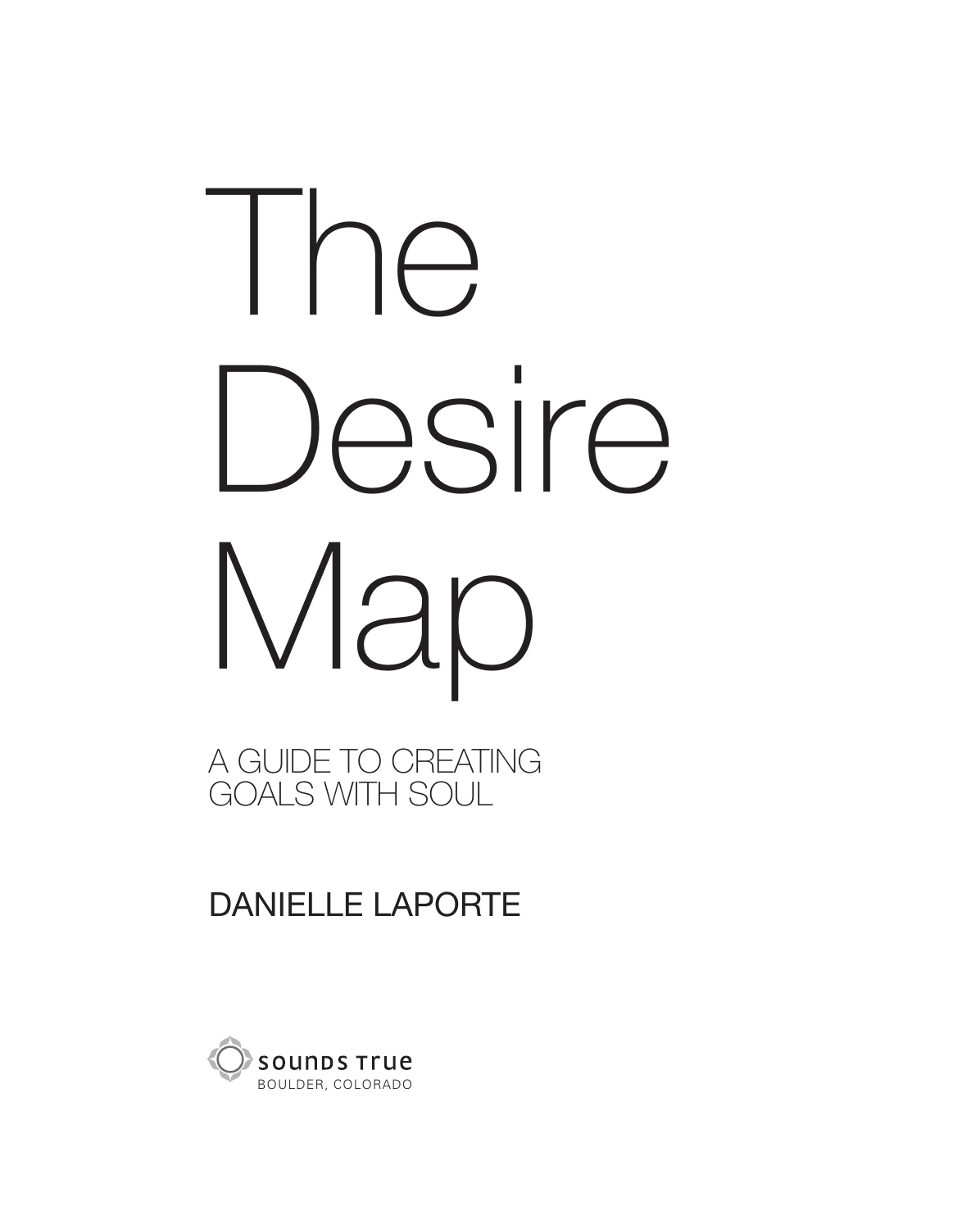# The Desire Map

## A GUIDE TO CREATING GOALS WITH SOUL

DANIELLE LAPORTE

SOUNDS TRUE
BOULDER, COLORADO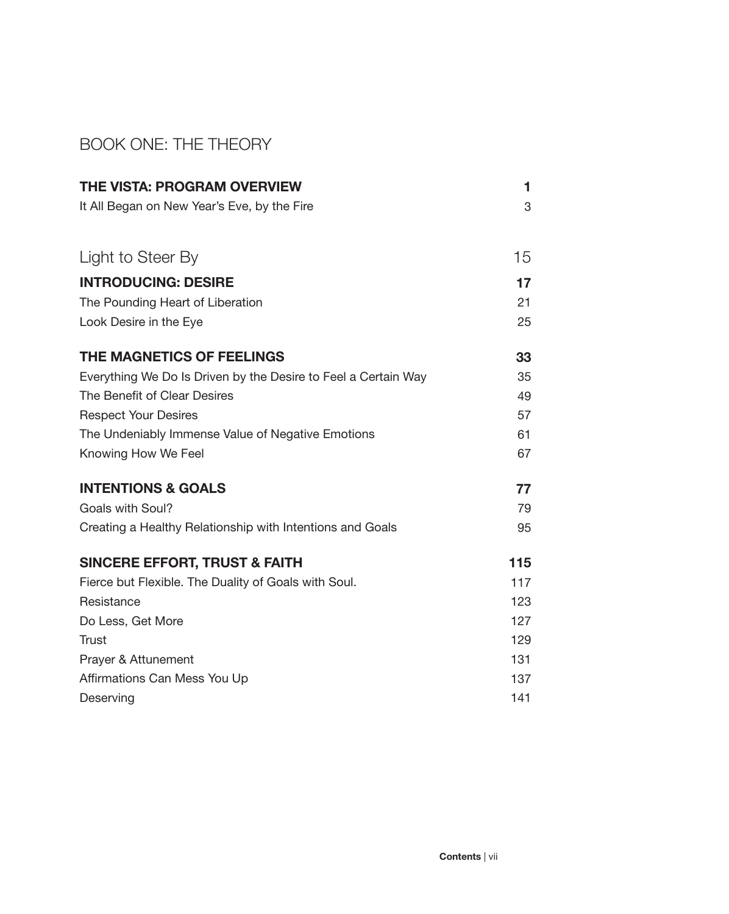# BOOK ONE: THE THEORY

| | |
|---|---|
| **THE VISTA: PROGRAM OVERVIEW** | **1** |
| It All Began on New Year's Eve, by the Fire | 3 |
| | |
| Light to Steer By | 15 |
| **INTRODUCING: DESIRE** | **17** |
| The Pounding Heart of Liberation | 21 |
| Look Desire in the Eye | 25 |
| | |
| **THE MAGNETICS OF FEELINGS** | **33** |
| Everything We Do Is Driven by the Desire to Feel a Certain Way | 35 |
| The Benefit of Clear Desires | 49 |
| Respect Your Desires | 57 |
| The Undeniably Immense Value of Negative Emotions | 61 |
| Knowing How We Feel | 67 |
| | |
| **INTENTIONS & GOALS** | **77** |
| Goals with Soul? | 79 |
| Creating a Healthy Relationship with Intentions and Goals | 95 |
| | |
| **SINCERE EFFORT, TRUST & FAITH** | **115** |
| Fierce but Flexible. The Duality of Goals with Soul. | 117 |
| Resistance | 123 |
| Do Less, Get More | 127 |
| Trust | 129 |
| Prayer & Attunement | 131 |
| Affirmations Can Mess You Up | 137 |
| Deserving | 141 |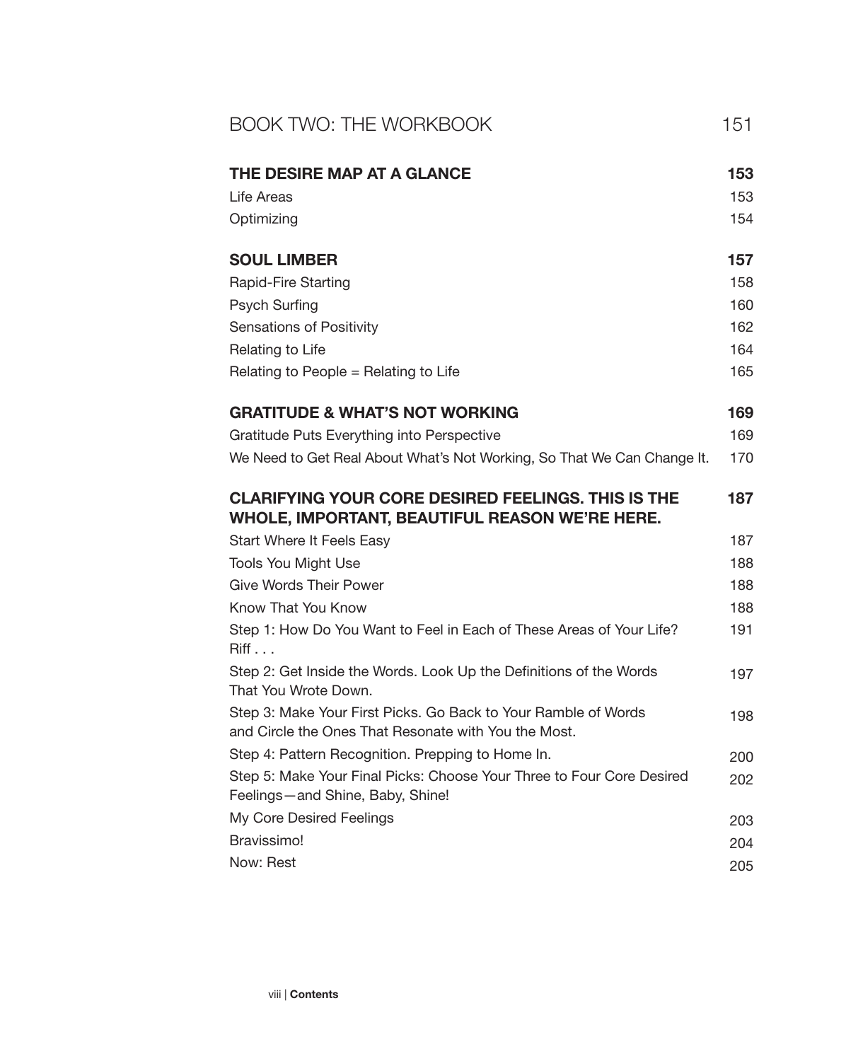## BOOK TWO: THE WORKBOOK 151

| | |
|---|---|
| **THE DESIRE MAP AT A GLANCE** | **153** |
| Life Areas | 153 |
| Optimizing | 154 |
| **SOUL LIMBER** | **157** |
| Rapid-Fire Starting | 158 |
| Psych Surfing | 160 |
| Sensations of Positivity | 162 |
| Relating to Life | 164 |
| Relating to People = Relating to Life | 165 |
| **GRATITUDE & WHAT'S NOT WORKING** | **169** |
| Gratitude Puts Everything into Perspective | 169 |
| We Need to Get Real About What's Not Working, So That We Can Change It. | 170 |
| **CLARIFYING YOUR CORE DESIRED FEELINGS. THIS IS THE WHOLE, IMPORTANT, BEAUTIFUL REASON WE'RE HERE.** | **187** |
| Start Where It Feels Easy | 187 |
| Tools You Might Use | 188 |
| Give Words Their Power | 188 |
| Know That You Know | 188 |
| Step 1: How Do You Want to Feel in Each of These Areas of Your Life? Riff . . . | 191 |
| Step 2: Get Inside the Words. Look Up the Definitions of the Words That You Wrote Down. | 197 |
| Step 3: Make Your First Picks. Go Back to Your Ramble of Words and Circle the Ones That Resonate with You the Most. | 198 |
| Step 4: Pattern Recognition. Prepping to Home In. | 200 |
| Step 5: Make Your Final Picks: Choose Your Three to Four Core Desired Feelings—and Shine, Baby, Shine! | 202 |
| My Core Desired Feelings | 203 |
| Bravissimo! | 204 |
| Now: Rest | 205 |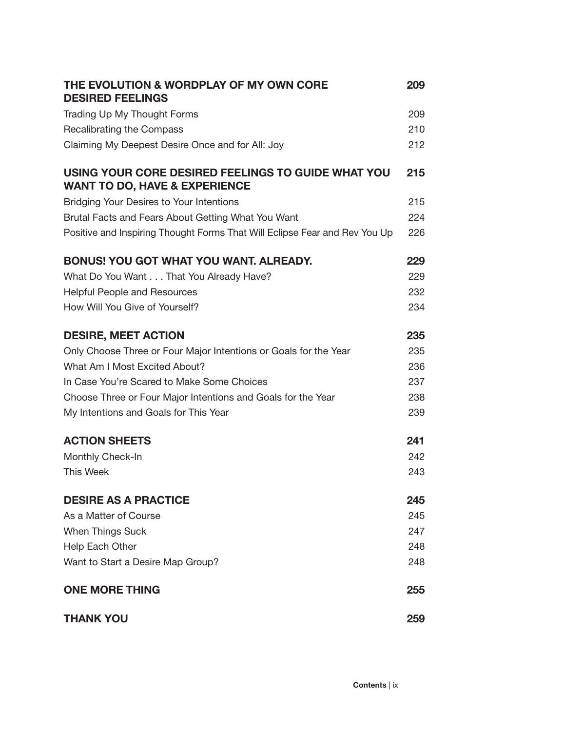| | |
|---|---|
| **THE EVOLUTION & WORDPLAY OF MY OWN CORE DESIRED FEELINGS** | **209** |
| Trading Up My Thought Forms | 209 |
| Recalibrating the Compass | 210 |
| Claiming My Deepest Desire Once and for All: Joy | 212 |
| **USING YOUR CORE DESIRED FEELINGS TO GUIDE WHAT YOU WANT TO DO, HAVE & EXPERIENCE** | **215** |
| Bridging Your Desires to Your Intentions | 215 |
| Brutal Facts and Fears About Getting What You Want | 224 |
| Positive and Inspiring Thought Forms That Will Eclipse Fear and Rev You Up | 226 |
| **BONUS! YOU GOT WHAT YOU WANT. ALREADY.** | **229** |
| What Do You Want . . . That You Already Have? | 229 |
| Helpful People and Resources | 232 |
| How Will You Give of Yourself? | 234 |
| **DESIRE, MEET ACTION** | **235** |
| Only Choose Three or Four Major Intentions or Goals for the Year | 235 |
| What Am I Most Excited About? | 236 |
| In Case You're Scared to Make Some Choices | 237 |
| Choose Three or Four Major Intentions and Goals for the Year | 238 |
| My Intentions and Goals for This Year | 239 |
| **ACTION SHEETS** | **241** |
| Monthly Check-In | 242 |
| This Week | 243 |
| **DESIRE AS A PRACTICE** | **245** |
| As a Matter of Course | 245 |
| When Things Suck | 247 |
| Help Each Other | 248 |
| Want to Start a Desire Map Group? | 248 |
| **ONE MORE THING** | **255** |
| **THANK YOU** | **259** |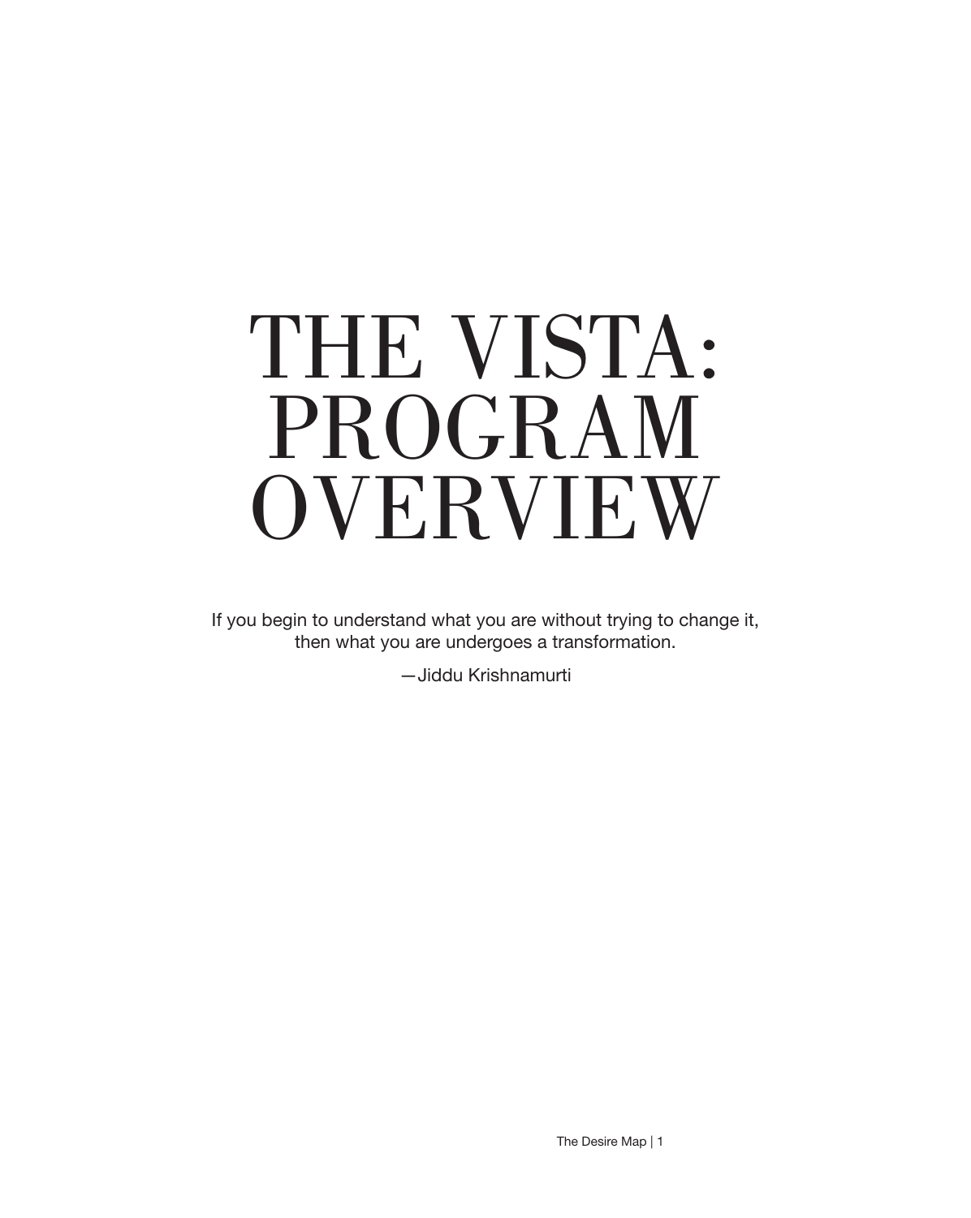# THE VISTA: PROGRAM OVERVIEW

If you begin to understand what you are without trying to change it, then what you are undergoes a transformation.

—Jiddu Krishnamurti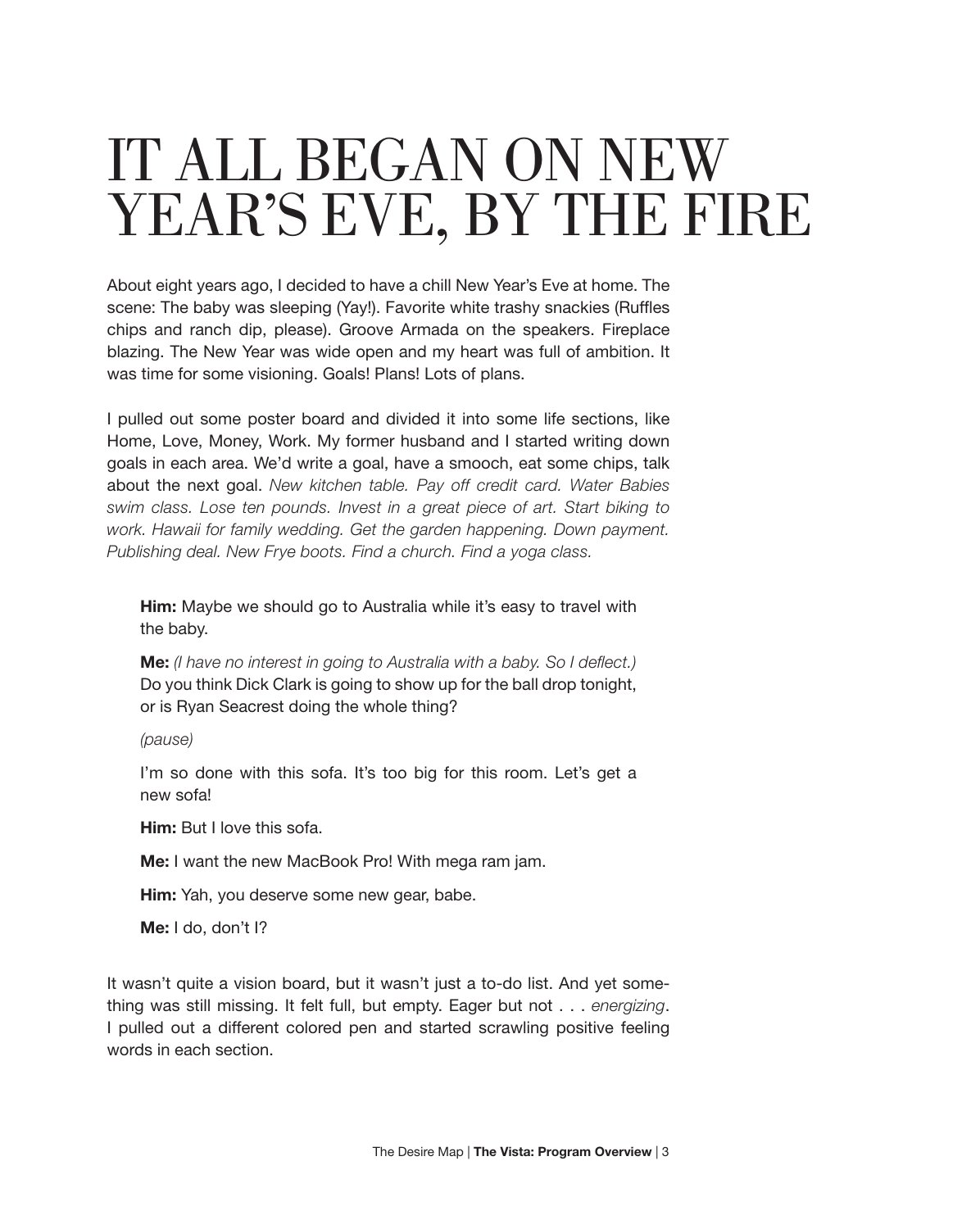# IT ALL BEGAN ON NEW YEAR'S EVE, BY THE FIRE

About eight years ago, I decided to have a chill New Year's Eve at home. The scene: The baby was sleeping (Yay!). Favorite white trashy snackies (Ruffles chips and ranch dip, please). Groove Armada on the speakers. Fireplace blazing. The New Year was wide open and my heart was full of ambition. It was time for some visioning. Goals! Plans! Lots of plans.

I pulled out some poster board and divided it into some life sections, like Home, Love, Money, Work. My former husband and I started writing down goals in each area. We'd write a goal, have a smooch, eat some chips, talk about the next goal. *New kitchen table. Pay off credit card. Water Babies swim class. Lose ten pounds. Invest in a great piece of art. Start biking to work. Hawaii for family wedding. Get the garden happening. Down payment. Publishing deal. New Frye boots. Find a church. Find a yoga class.*

> **Him:** Maybe we should go to Australia while it's easy to travel with the baby.
>
> **Me:** *(I have no interest in going to Australia with a baby. So I deflect.)* Do you think Dick Clark is going to show up for the ball drop tonight, or is Ryan Seacrest doing the whole thing?
>
> *(pause)*
>
> I'm so done with this sofa. It's too big for this room. Let's get a new sofa!
>
> **Him:** But I love this sofa.
>
> **Me:** I want the new MacBook Pro! With mega ram jam.
>
> **Him:** Yah, you deserve some new gear, babe.
>
> **Me:** I do, don't I?

It wasn't quite a vision board, but it wasn't just a to-do list. And yet something was still missing. It felt full, but empty. Eager but not . . . *energizing*. I pulled out a different colored pen and started scrawling positive feeling words in each section.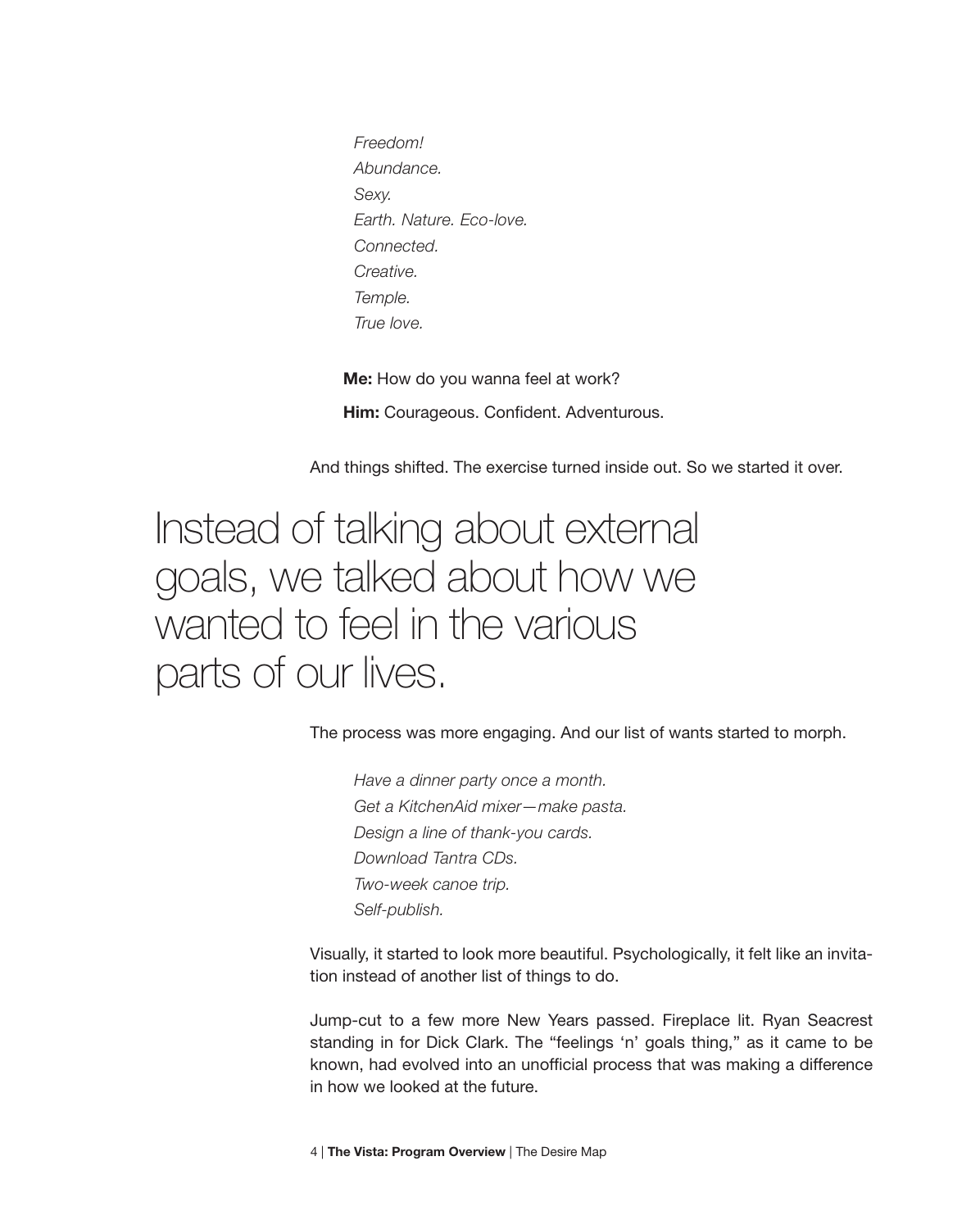*Freedom!*
*Abundance.*
*Sexy.*
*Earth. Nature. Eco-love.*
*Connected.*
*Creative.*
*Temple.*
*True love.*

**Me:** How do you wanna feel at work?

**Him:** Courageous. Confident. Adventurous.

And things shifted. The exercise turned inside out. So we started it over.

> Instead of talking about external goals, we talked about how we wanted to feel in the various parts of our lives.

The process was more engaging. And our list of wants started to morph.

*Have a dinner party once a month.*
*Get a KitchenAid mixer—make pasta.*
*Design a line of thank-you cards.*
*Download Tantra CDs.*
*Two-week canoe trip.*
*Self-publish.*

Visually, it started to look more beautiful. Psychologically, it felt like an invitation instead of another list of things to do.

Jump-cut to a few more New Years passed. Fireplace lit. Ryan Seacrest standing in for Dick Clark. The "feelings 'n' goals thing," as it came to be known, had evolved into an unofficial process that was making a difference in how we looked at the future.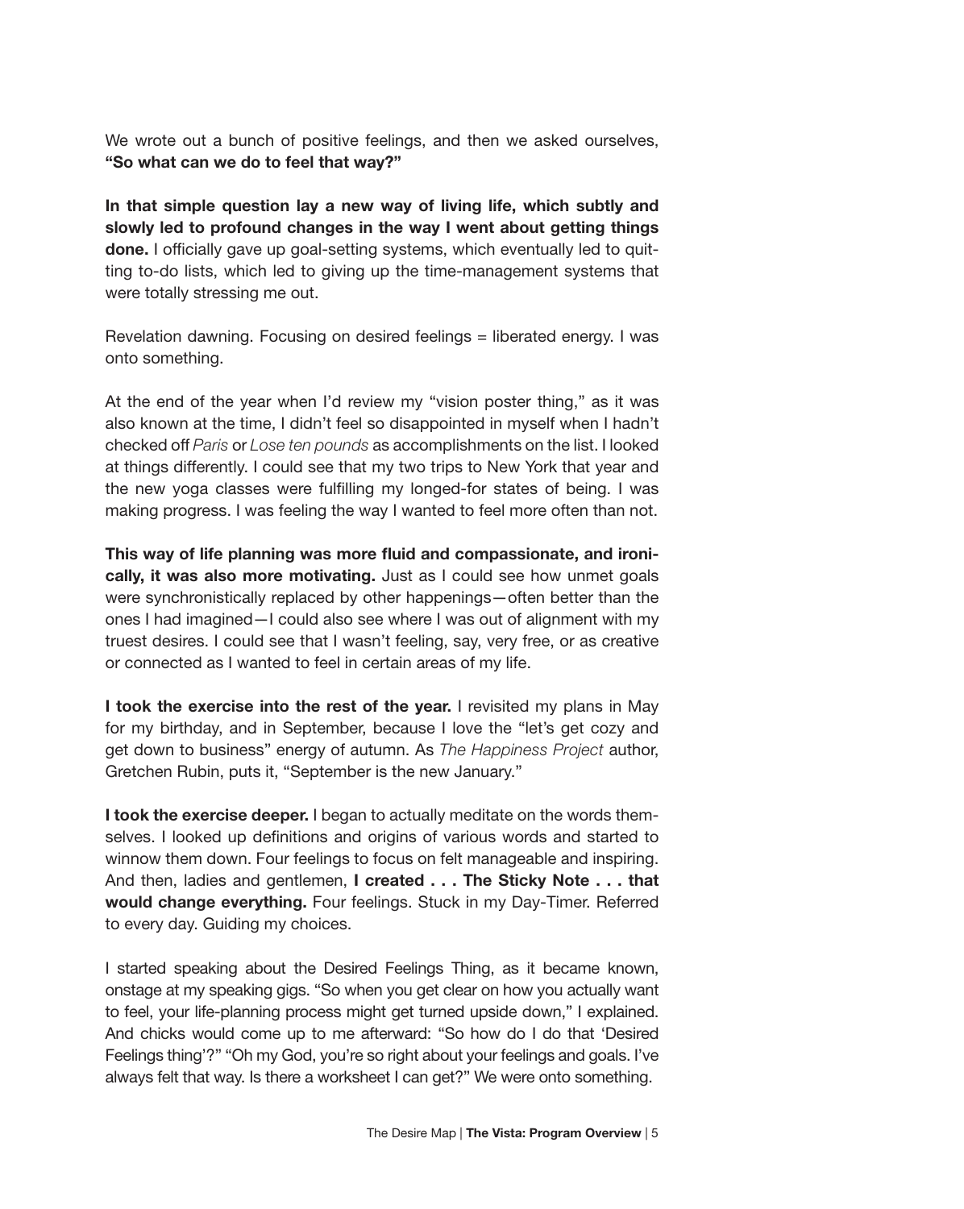We wrote out a bunch of positive feelings, and then we asked ourselves, **"So what can we do to feel that way?"**

**In that simple question lay a new way of living life, which subtly and slowly led to profound changes in the way I went about getting things done.** I officially gave up goal-setting systems, which eventually led to quitting to-do lists, which led to giving up the time-management systems that were totally stressing me out.

Revelation dawning. Focusing on desired feelings = liberated energy. I was onto something.

At the end of the year when I'd review my "vision poster thing," as it was also known at the time, I didn't feel so disappointed in myself when I hadn't checked off *Paris* or *Lose ten pounds* as accomplishments on the list. I looked at things differently. I could see that my two trips to New York that year and the new yoga classes were fulfilling my longed-for states of being. I was making progress. I was feeling the way I wanted to feel more often than not.

**This way of life planning was more fluid and compassionate, and ironically, it was also more motivating.** Just as I could see how unmet goals were synchronistically replaced by other happenings—often better than the ones I had imagined—I could also see where I was out of alignment with my truest desires. I could see that I wasn't feeling, say, very free, or as creative or connected as I wanted to feel in certain areas of my life.

**I took the exercise into the rest of the year.** I revisited my plans in May for my birthday, and in September, because I love the "let's get cozy and get down to business" energy of autumn. As *The Happiness Project* author, Gretchen Rubin, puts it, "September is the new January."

**I took the exercise deeper.** I began to actually meditate on the words themselves. I looked up definitions and origins of various words and started to winnow them down. Four feelings to focus on felt manageable and inspiring. And then, ladies and gentlemen, **I created . . . The Sticky Note . . . that would change everything.** Four feelings. Stuck in my Day-Timer. Referred to every day. Guiding my choices.

I started speaking about the Desired Feelings Thing, as it became known, onstage at my speaking gigs. "So when you get clear on how you actually want to feel, your life-planning process might get turned upside down," I explained. And chicks would come up to me afterward: "So how do I do that 'Desired Feelings thing'?" "Oh my God, you're so right about your feelings and goals. I've always felt that way. Is there a worksheet I can get?" We were onto something.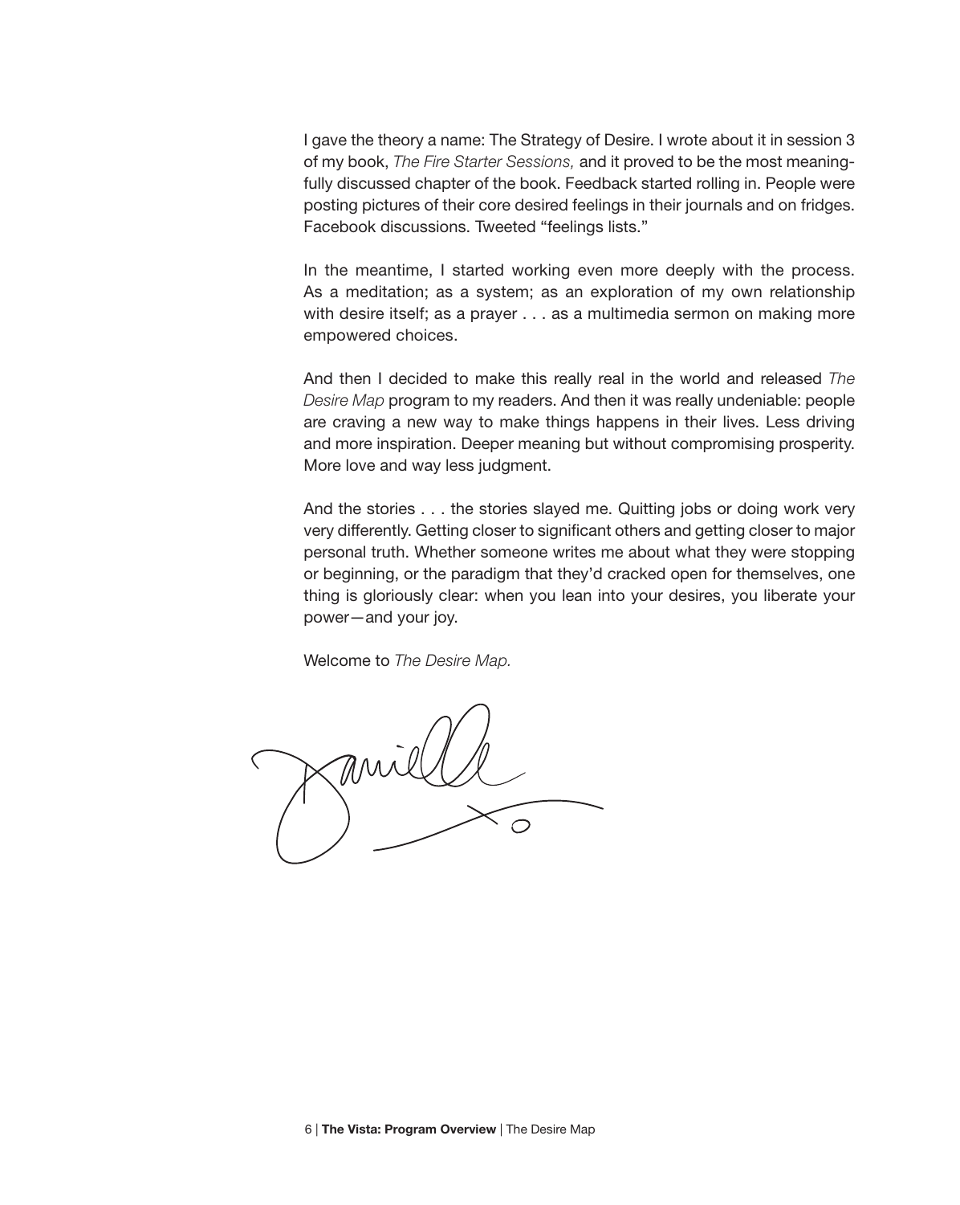I gave the theory a name: The Strategy of Desire. I wrote about it in session 3 of my book, *The Fire Starter Sessions,* and it proved to be the most meaningfully discussed chapter of the book. Feedback started rolling in. People were posting pictures of their core desired feelings in their journals and on fridges. Facebook discussions. Tweeted "feelings lists."

In the meantime, I started working even more deeply with the process. As a meditation; as a system; as an exploration of my own relationship with desire itself; as a prayer . . . as a multimedia sermon on making more empowered choices.

And then I decided to make this really real in the world and released *The Desire Map* program to my readers. And then it was really undeniable: people are craving a new way to make things happens in their lives. Less driving and more inspiration. Deeper meaning but without compromising prosperity. More love and way less judgment.

And the stories . . . the stories slayed me. Quitting jobs or doing work very very differently. Getting closer to significant others and getting closer to major personal truth. Whether someone writes me about what they were stopping or beginning, or the paradigm that they'd cracked open for themselves, one thing is gloriously clear: when you lean into your desires, you liberate your power—and your joy.

Welcome to *The Desire Map.*

Danielle xo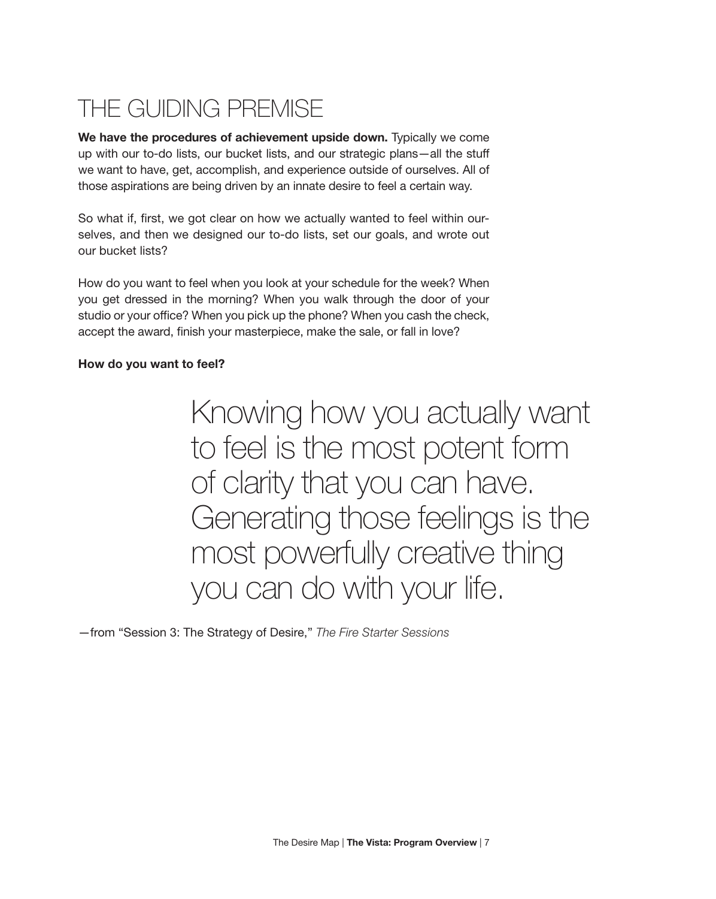# THE GUIDING PREMISE

**We have the procedures of achievement upside down.** Typically we come up with our to-do lists, our bucket lists, and our strategic plans—all the stuff we want to have, get, accomplish, and experience outside of ourselves. All of those aspirations are being driven by an innate desire to feel a certain way.

So what if, first, we got clear on how we actually wanted to feel within ourselves, and then we designed our to-do lists, set our goals, and wrote out our bucket lists?

How do you want to feel when you look at your schedule for the week? When you get dressed in the morning? When you walk through the door of your studio or your office? When you pick up the phone? When you cash the check, accept the award, finish your masterpiece, make the sale, or fall in love?

**How do you want to feel?**

> Knowing how you actually want to feel is the most potent form of clarity that you can have. Generating those feelings is the most powerfully creative thing you can do with your life.

—from "Session 3: The Strategy of Desire," *The Fire Starter Sessions*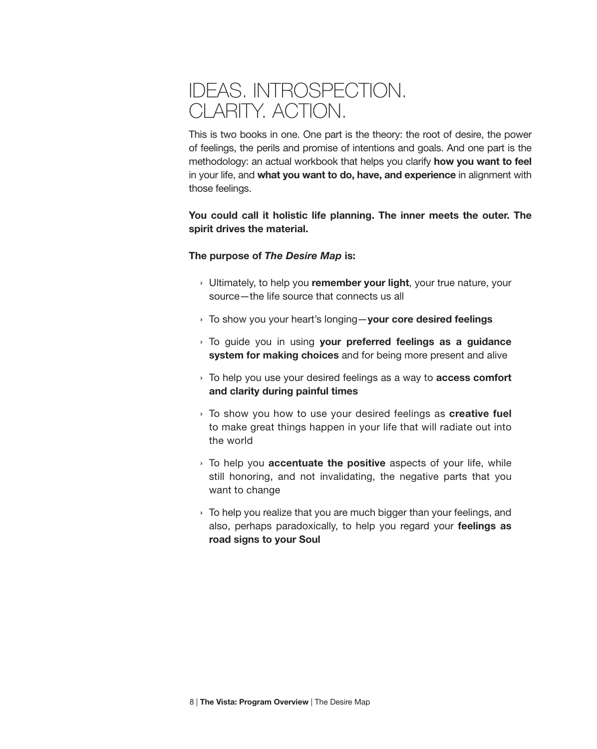# IDEAS. INTROSPECTION. CLARITY. ACTION.

This is two books in one. One part is the theory: the root of desire, the power of feelings, the perils and promise of intentions and goals. And one part is the methodology: an actual workbook that helps you clarify **how you want to feel** in your life, and **what you want to do, have, and experience** in alignment with those feelings.

**You could call it holistic life planning. The inner meets the outer. The spirit drives the material.**

**The purpose of *The Desire Map* is:**

- Ultimately, to help you **remember your light**, your true nature, your source—the life source that connects us all
- To show you your heart's longing—**your core desired feelings**
- To guide you in using **your preferred feelings as a guidance system for making choices** and for being more present and alive
- To help you use your desired feelings as a way to **access comfort and clarity during painful times**
- To show you how to use your desired feelings as **creative fuel** to make great things happen in your life that will radiate out into the world
- To help you **accentuate the positive** aspects of your life, while still honoring, and not invalidating, the negative parts that you want to change
- To help you realize that you are much bigger than your feelings, and also, perhaps paradoxically, to help you regard your **feelings as road signs to your Soul**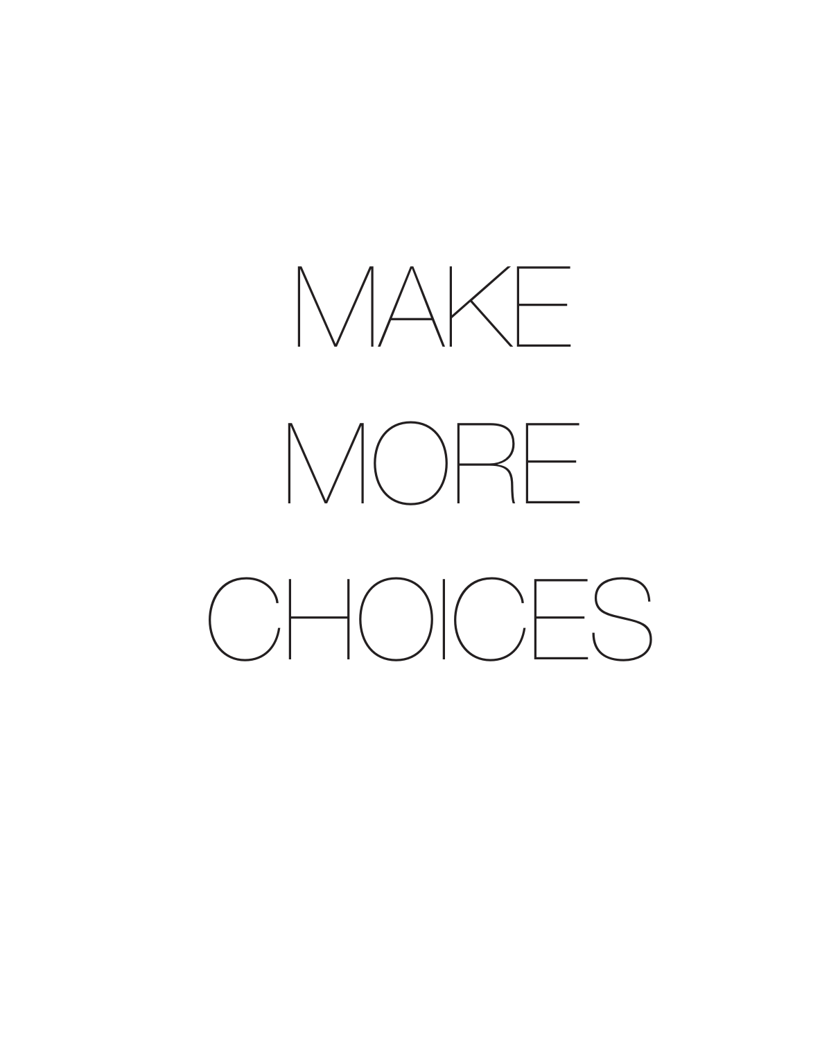# MAKE MORE CHOICES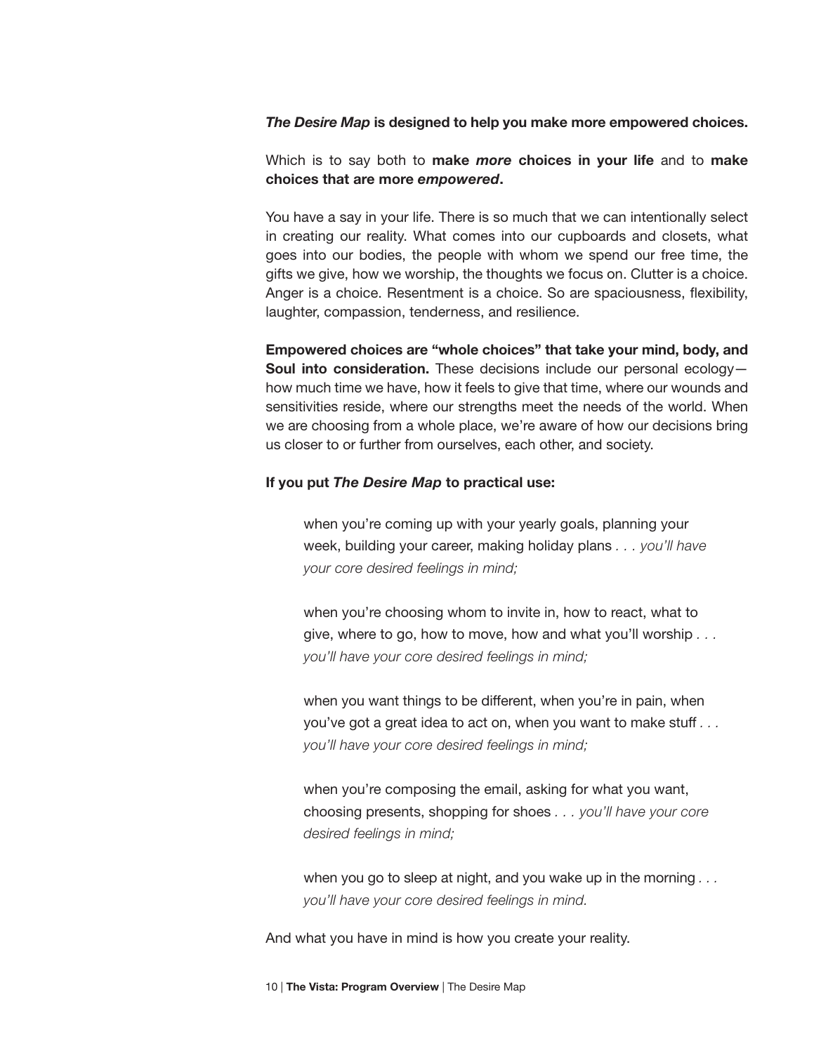***The Desire Map* is designed to help you make more empowered choices.**

Which is to say both to **make *more* choices in your life** and to **make choices that are more *empowered*.**

You have a say in your life. There is so much that we can intentionally select in creating our reality. What comes into our cupboards and closets, what goes into our bodies, the people with whom we spend our free time, the gifts we give, how we worship, the thoughts we focus on. Clutter is a choice. Anger is a choice. Resentment is a choice. So are spaciousness, flexibility, laughter, compassion, tenderness, and resilience.

**Empowered choices are "whole choices" that take your mind, body, and Soul into consideration.** These decisions include our personal ecology—how much time we have, how it feels to give that time, where our wounds and sensitivities reside, where our strengths meet the needs of the world. When we are choosing from a whole place, we're aware of how our decisions bring us closer to or further from ourselves, each other, and society.

**If you put *The Desire Map* to practical use:**

> when you're coming up with your yearly goals, planning your week, building your career, making holiday plans *. . . you'll have your core desired feelings in mind;*
>
> when you're choosing whom to invite in, how to react, what to give, where to go, how to move, how and what you'll worship *. . . you'll have your core desired feelings in mind;*
>
> when you want things to be different, when you're in pain, when you've got a great idea to act on, when you want to make stuff *. . . you'll have your core desired feelings in mind;*
>
> when you're composing the email, asking for what you want, choosing presents, shopping for shoes *. . . you'll have your core desired feelings in mind;*
>
> when you go to sleep at night, and you wake up in the morning *. . . you'll have your core desired feelings in mind.*

And what you have in mind is how you create your reality.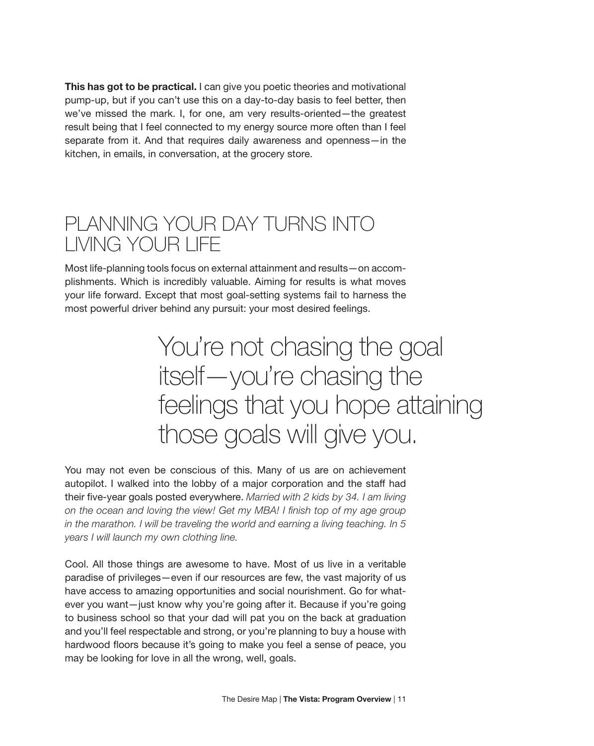**This has got to be practical.** I can give you poetic theories and motivational pump-up, but if you can't use this on a day-to-day basis to feel better, then we've missed the mark. I, for one, am very results-oriented—the greatest result being that I feel connected to my energy source more often than I feel separate from it. And that requires daily awareness and openness—in the kitchen, in emails, in conversation, at the grocery store.

## PLANNING YOUR DAY TURNS INTO LIVING YOUR LIFE

Most life-planning tools focus on external attainment and results—on accomplishments. Which is incredibly valuable. Aiming for results is what moves your life forward. Except that most goal-setting systems fail to harness the most powerful driver behind any pursuit: your most desired feelings.

> You're not chasing the goal itself—you're chasing the feelings that you hope attaining those goals will give you.

You may not even be conscious of this. Many of us are on achievement autopilot. I walked into the lobby of a major corporation and the staff had their five-year goals posted everywhere. *Married with 2 kids by 34. I am living on the ocean and loving the view! Get my MBA! I finish top of my age group in the marathon. I will be traveling the world and earning a living teaching. In 5 years I will launch my own clothing line.*

Cool. All those things are awesome to have. Most of us live in a veritable paradise of privileges—even if our resources are few, the vast majority of us have access to amazing opportunities and social nourishment. Go for whatever you want—just know why you're going after it. Because if you're going to business school so that your dad will pat you on the back at graduation and you'll feel respectable and strong, or you're planning to buy a house with hardwood floors because it's going to make you feel a sense of peace, you may be looking for love in all the wrong, well, goals.